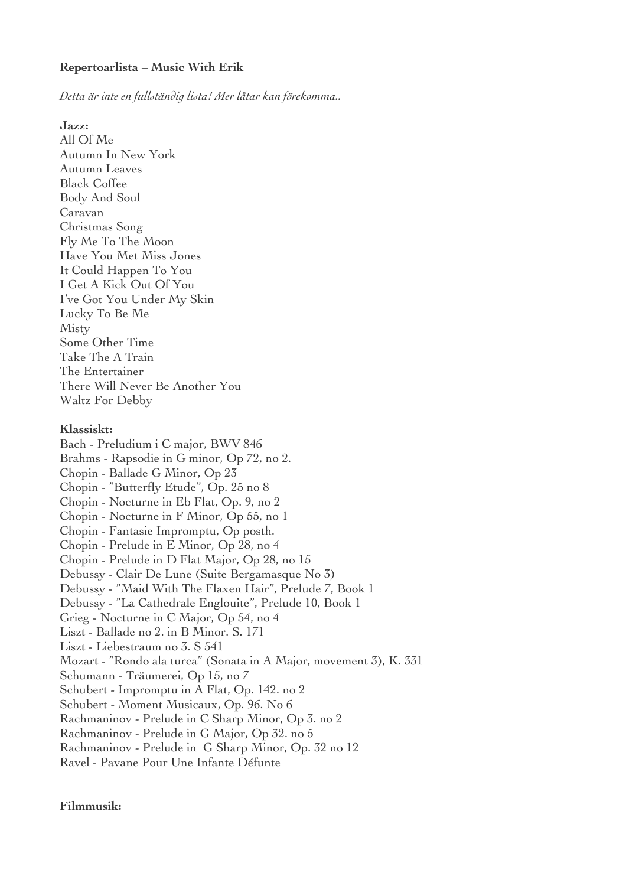**Repertoarlista – Music With Erik**

*Detta är inte en fullständig lista! Mer låtar kan förekomma..*

**Jazz:**

All Of Me
Autumn In New York
Autumn Leaves
Black Coffee
Body And Soul
Caravan
Christmas Song
Fly Me To The Moon
Have You Met Miss Jones
It Could Happen To You
I Get A Kick Out Of You
I've Got You Under My Skin
Lucky To Be Me
Misty
Some Other Time
Take The A Train
The Entertainer
There Will Never Be Another You
Waltz For Debby

**Klassiskt:**

Bach - Preludium i C major, BWV 846
Brahms - Rapsodie in G minor, Op 72, no 2.
Chopin - Ballade G Minor, Op 23
Chopin - "Butterfly Etude", Op. 25 no 8
Chopin - Nocturne in Eb Flat, Op. 9, no 2
Chopin - Nocturne in F Minor, Op 55, no 1
Chopin - Fantasie Impromptu, Op posth.
Chopin - Prelude in E Minor, Op 28, no 4
Chopin - Prelude in D Flat Major, Op 28, no 15
Debussy - Clair De Lune (Suite Bergamasque No 3)
Debussy - "Maid With The Flaxen Hair", Prelude 7, Book 1
Debussy - "La Cathedrale Englouite", Prelude 10, Book 1
Grieg - Nocturne in C Major, Op 54, no 4
Liszt - Ballade no 2. in B Minor. S. 171
Liszt - Liebestraum no 3. S 541
Mozart - "Rondo ala turca" (Sonata in A Major, movement 3), K. 331
Schumann - Träumerei, Op 15, no 7
Schubert - Impromptu in A Flat, Op. 142. no 2
Schubert - Moment Musicaux, Op. 96. No 6
Rachmaninov - Prelude in C Sharp Minor, Op 3. no 2
Rachmaninov - Prelude in G Major, Op 32. no 5
Rachmaninov - Prelude in G Sharp Minor, Op. 32 no 12
Ravel - Pavane Pour Une Infante Défunte

**Filmmusik:**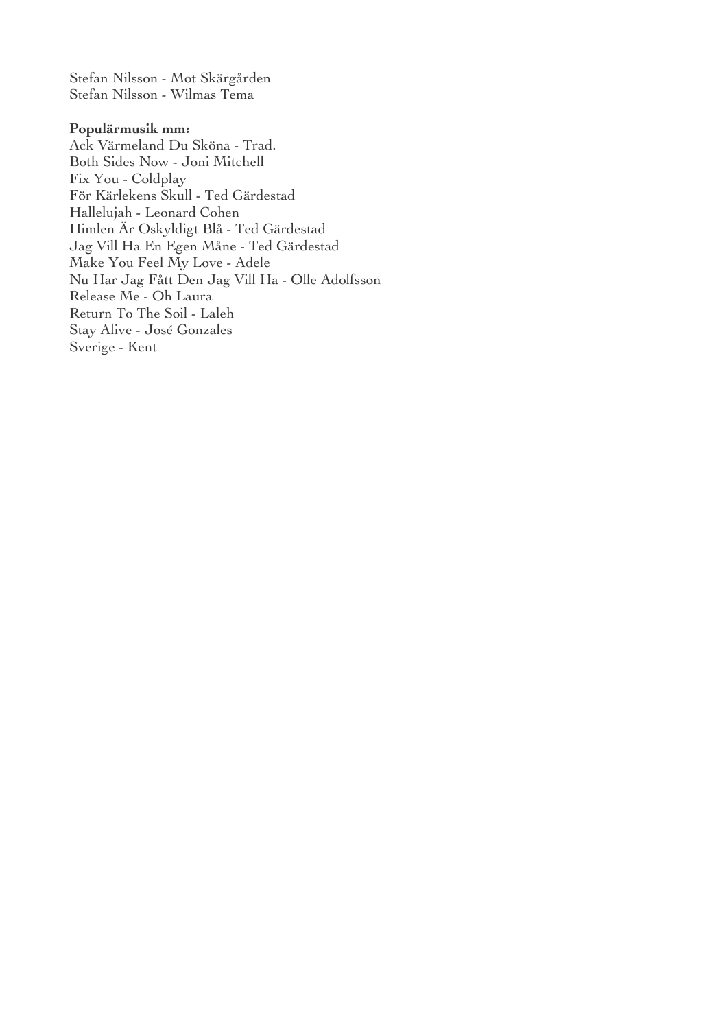Stefan Nilsson - Mot Skärgården
Stefan Nilsson - Wilmas Tema

**Populärmusik mm:**
Ack Värmeland Du Sköna - Trad.
Both Sides Now - Joni Mitchell
Fix You - Coldplay
För Kärlekens Skull - Ted Gärdestad
Hallelujah - Leonard Cohen
Himlen Är Oskyldigt Blå - Ted Gärdestad
Jag Vill Ha En Egen Måne - Ted Gärdestad
Make You Feel My Love - Adele
Nu Har Jag Fått Den Jag Vill Ha - Olle Adolfsson
Release Me - Oh Laura
Return To The Soil - Laleh
Stay Alive - José Gonzales
Sverige - Kent